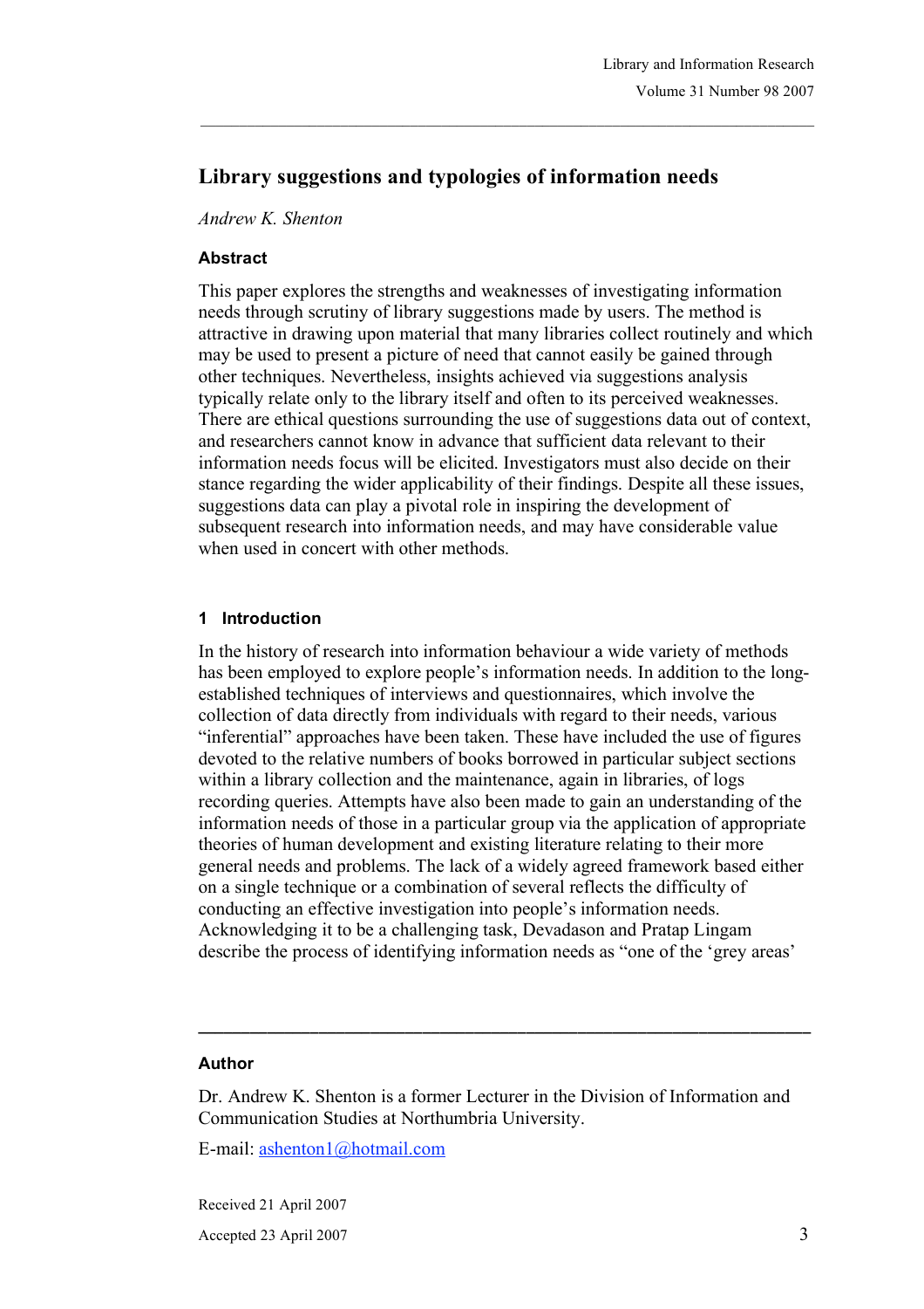# Library suggestions and typologies of information needs

*Andrew K. Shenton*

### Abstract

This paper explores the strengths and weaknesses of investigating information needs through scrutiny of library suggestions made by users. The method is attractive in drawing upon material that many libraries collect routinely and which may be used to present a picture of need that cannot easily be gained through other techniques. Nevertheless, insights achieved via suggestions analysis typically relate only to the library itself and often to its perceived weaknesses. There are ethical questions surrounding the use of suggestions data out of context, and researchers cannot know in advance that sufficient data relevant to their information needs focus will be elicited. Investigators must also decide on their stance regarding the wider applicability of their findings. Despite all these issues, suggestions data can play a pivotal role in inspiring the development of subsequent research into information needs, and may have considerable value when used in concert with other methods.

## 1 Introduction

In the history of research into information behaviour a wide variety of methods has been employed to explore people's information needs. In addition to the long-established techniques of interviews and questionnaires, which involve the collection of data directly from individuals with regard to their needs, various "inferential" approaches have been taken. These have included the use of figures devoted to the relative numbers of books borrowed in particular subject sections within a library collection and the maintenance, again in libraries, of logs recording queries. Attempts have also been made to gain an understanding of the information needs of those in a particular group via the application of appropriate theories of human development and existing literature relating to their more general needs and problems. The lack of a widely agreed framework based either on a single technique or a combination of several reflects the difficulty of conducting an effective investigation into people's information needs. Acknowledging it to be a challenging task, Devadason and Pratap Lingam describe the process of identifying information needs as "one of the 'grey areas'

---

### Author

Dr. Andrew K. Shenton is a former Lecturer in the Division of Information and Communication Studies at Northumbria University.

E-mail: ashenton1@hotmail.com

Received 21 April 2007

Accepted 23 April 2007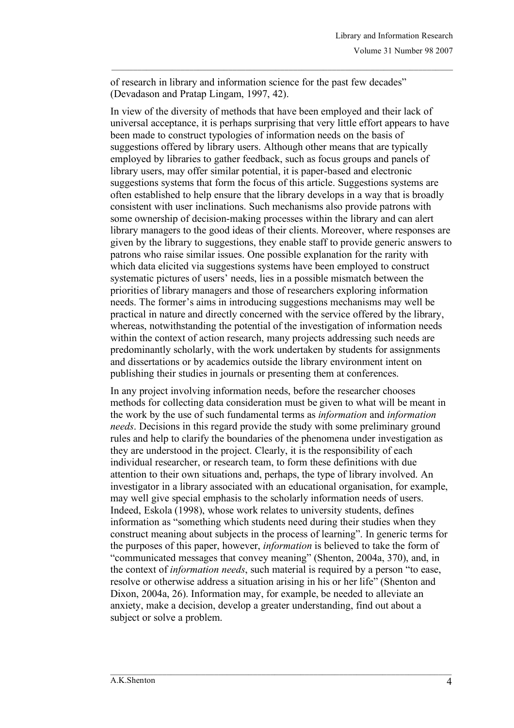of research in library and information science for the past few decades" (Devadason and Pratap Lingam, 1997, 42).

In view of the diversity of methods that have been employed and their lack of universal acceptance, it is perhaps surprising that very little effort appears to have been made to construct typologies of information needs on the basis of suggestions offered by library users. Although other means that are typically employed by libraries to gather feedback, such as focus groups and panels of library users, may offer similar potential, it is paper-based and electronic suggestions systems that form the focus of this article. Suggestions systems are often established to help ensure that the library develops in a way that is broadly consistent with user inclinations. Such mechanisms also provide patrons with some ownership of decision-making processes within the library and can alert library managers to the good ideas of their clients. Moreover, where responses are given by the library to suggestions, they enable staff to provide generic answers to patrons who raise similar issues. One possible explanation for the rarity with which data elicited via suggestions systems have been employed to construct systematic pictures of users' needs, lies in a possible mismatch between the priorities of library managers and those of researchers exploring information needs. The former's aims in introducing suggestions mechanisms may well be practical in nature and directly concerned with the service offered by the library, whereas, notwithstanding the potential of the investigation of information needs within the context of action research, many projects addressing such needs are predominantly scholarly, with the work undertaken by students for assignments and dissertations or by academics outside the library environment intent on publishing their studies in journals or presenting them at conferences.

In any project involving information needs, before the researcher chooses methods for collecting data consideration must be given to what will be meant in the work by the use of such fundamental terms as *information* and *information needs*. Decisions in this regard provide the study with some preliminary ground rules and help to clarify the boundaries of the phenomena under investigation as they are understood in the project. Clearly, it is the responsibility of each individual researcher, or research team, to form these definitions with due attention to their own situations and, perhaps, the type of library involved. An investigator in a library associated with an educational organisation, for example, may well give special emphasis to the scholarly information needs of users. Indeed, Eskola (1998), whose work relates to university students, defines information as "something which students need during their studies when they construct meaning about subjects in the process of learning". In generic terms for the purposes of this paper, however, *information* is believed to take the form of "communicated messages that convey meaning" (Shenton, 2004a, 370), and, in the context of *information needs*, such material is required by a person "to ease, resolve or otherwise address a situation arising in his or her life" (Shenton and Dixon, 2004a, 26). Information may, for example, be needed to alleviate an anxiety, make a decision, develop a greater understanding, find out about a subject or solve a problem.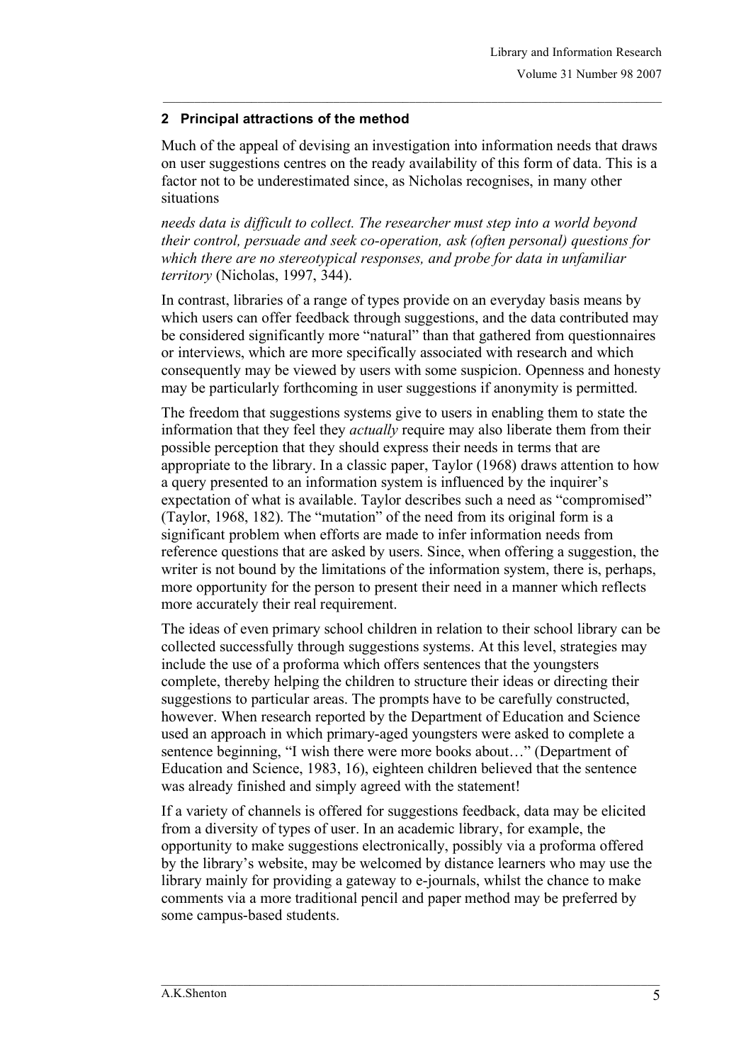## 2 Principal attractions of the method

Much of the appeal of devising an investigation into information needs that draws on user suggestions centres on the ready availability of this form of data. This is a factor not to be underestimated since, as Nicholas recognises, in many other situations

*needs data is difficult to collect. The researcher must step into a world beyond their control, persuade and seek co-operation, ask (often personal) questions for which there are no stereotypical responses, and probe for data in unfamiliar territory* (Nicholas, 1997, 344).

In contrast, libraries of a range of types provide on an everyday basis means by which users can offer feedback through suggestions, and the data contributed may be considered significantly more "natural" than that gathered from questionnaires or interviews, which are more specifically associated with research and which consequently may be viewed by users with some suspicion. Openness and honesty may be particularly forthcoming in user suggestions if anonymity is permitted.

The freedom that suggestions systems give to users in enabling them to state the information that they feel they *actually* require may also liberate them from their possible perception that they should express their needs in terms that are appropriate to the library. In a classic paper, Taylor (1968) draws attention to how a query presented to an information system is influenced by the inquirer's expectation of what is available. Taylor describes such a need as "compromised" (Taylor, 1968, 182). The "mutation" of the need from its original form is a significant problem when efforts are made to infer information needs from reference questions that are asked by users. Since, when offering a suggestion, the writer is not bound by the limitations of the information system, there is, perhaps, more opportunity for the person to present their need in a manner which reflects more accurately their real requirement.

The ideas of even primary school children in relation to their school library can be collected successfully through suggestions systems. At this level, strategies may include the use of a proforma which offers sentences that the youngsters complete, thereby helping the children to structure their ideas or directing their suggestions to particular areas. The prompts have to be carefully constructed, however. When research reported by the Department of Education and Science used an approach in which primary-aged youngsters were asked to complete a sentence beginning, "I wish there were more books about…" (Department of Education and Science, 1983, 16), eighteen children believed that the sentence was already finished and simply agreed with the statement!

If a variety of channels is offered for suggestions feedback, data may be elicited from a diversity of types of user. In an academic library, for example, the opportunity to make suggestions electronically, possibly via a proforma offered by the library's website, may be welcomed by distance learners who may use the library mainly for providing a gateway to e-journals, whilst the chance to make comments via a more traditional pencil and paper method may be preferred by some campus-based students.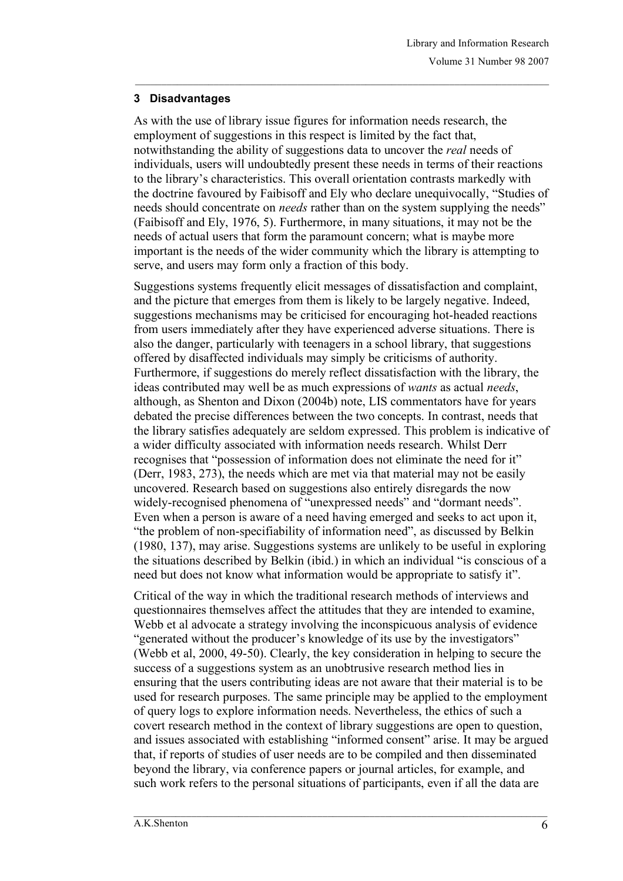## 3 Disadvantages

As with the use of library issue figures for information needs research, the employment of suggestions in this respect is limited by the fact that, notwithstanding the ability of suggestions data to uncover the *real* needs of individuals, users will undoubtedly present these needs in terms of their reactions to the library's characteristics. This overall orientation contrasts markedly with the doctrine favoured by Faibisoff and Ely who declare unequivocally, "Studies of needs should concentrate on *needs* rather than on the system supplying the needs" (Faibisoff and Ely, 1976, 5). Furthermore, in many situations, it may not be the needs of actual users that form the paramount concern; what is maybe more important is the needs of the wider community which the library is attempting to serve, and users may form only a fraction of this body.

Suggestions systems frequently elicit messages of dissatisfaction and complaint, and the picture that emerges from them is likely to be largely negative. Indeed, suggestions mechanisms may be criticised for encouraging hot-headed reactions from users immediately after they have experienced adverse situations. There is also the danger, particularly with teenagers in a school library, that suggestions offered by disaffected individuals may simply be criticisms of authority. Furthermore, if suggestions do merely reflect dissatisfaction with the library, the ideas contributed may well be as much expressions of *wants* as actual *needs*, although, as Shenton and Dixon (2004b) note, LIS commentators have for years debated the precise differences between the two concepts. In contrast, needs that the library satisfies adequately are seldom expressed. This problem is indicative of a wider difficulty associated with information needs research. Whilst Derr recognises that "possession of information does not eliminate the need for it" (Derr, 1983, 273), the needs which are met via that material may not be easily uncovered. Research based on suggestions also entirely disregards the now widely-recognised phenomena of "unexpressed needs" and "dormant needs". Even when a person is aware of a need having emerged and seeks to act upon it, "the problem of non-specifiability of information need", as discussed by Belkin (1980, 137), may arise. Suggestions systems are unlikely to be useful in exploring the situations described by Belkin (ibid.) in which an individual "is conscious of a need but does not know what information would be appropriate to satisfy it".

Critical of the way in which the traditional research methods of interviews and questionnaires themselves affect the attitudes that they are intended to examine, Webb et al advocate a strategy involving the inconspicuous analysis of evidence "generated without the producer's knowledge of its use by the investigators" (Webb et al, 2000, 49-50). Clearly, the key consideration in helping to secure the success of a suggestions system as an unobtrusive research method lies in ensuring that the users contributing ideas are not aware that their material is to be used for research purposes. The same principle may be applied to the employment of query logs to explore information needs. Nevertheless, the ethics of such a covert research method in the context of library suggestions are open to question, and issues associated with establishing "informed consent" arise. It may be argued that, if reports of studies of user needs are to be compiled and then disseminated beyond the library, via conference papers or journal articles, for example, and such work refers to the personal situations of participants, even if all the data are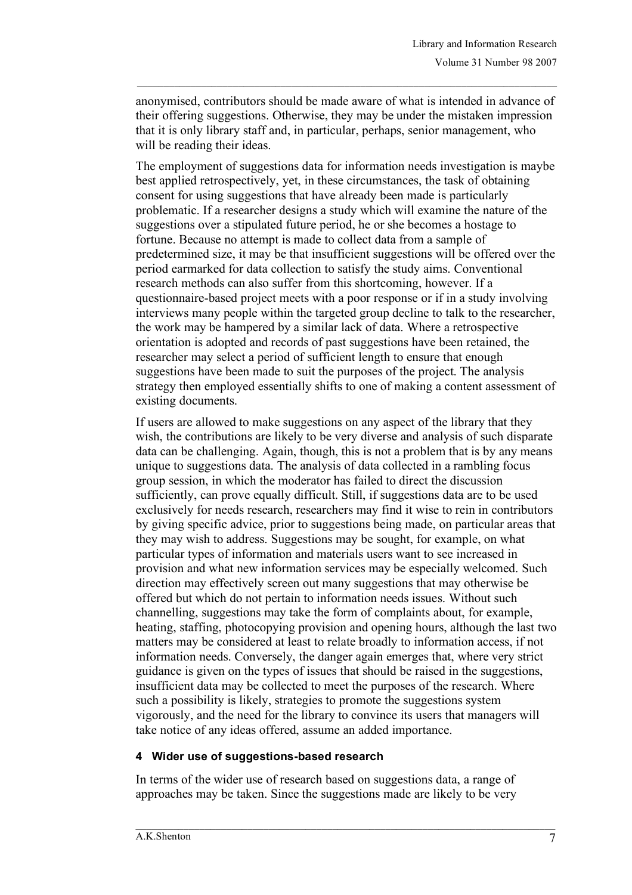anonymised, contributors should be made aware of what is intended in advance of their offering suggestions. Otherwise, they may be under the mistaken impression that it is only library staff and, in particular, perhaps, senior management, who will be reading their ideas.

The employment of suggestions data for information needs investigation is maybe best applied retrospectively, yet, in these circumstances, the task of obtaining consent for using suggestions that have already been made is particularly problematic. If a researcher designs a study which will examine the nature of the suggestions over a stipulated future period, he or she becomes a hostage to fortune. Because no attempt is made to collect data from a sample of predetermined size, it may be that insufficient suggestions will be offered over the period earmarked for data collection to satisfy the study aims. Conventional research methods can also suffer from this shortcoming, however. If a questionnaire-based project meets with a poor response or if in a study involving interviews many people within the targeted group decline to talk to the researcher, the work may be hampered by a similar lack of data. Where a retrospective orientation is adopted and records of past suggestions have been retained, the researcher may select a period of sufficient length to ensure that enough suggestions have been made to suit the purposes of the project. The analysis strategy then employed essentially shifts to one of making a content assessment of existing documents.

If users are allowed to make suggestions on any aspect of the library that they wish, the contributions are likely to be very diverse and analysis of such disparate data can be challenging. Again, though, this is not a problem that is by any means unique to suggestions data. The analysis of data collected in a rambling focus group session, in which the moderator has failed to direct the discussion sufficiently, can prove equally difficult. Still, if suggestions data are to be used exclusively for needs research, researchers may find it wise to rein in contributors by giving specific advice, prior to suggestions being made, on particular areas that they may wish to address. Suggestions may be sought, for example, on what particular types of information and materials users want to see increased in provision and what new information services may be especially welcomed. Such direction may effectively screen out many suggestions that may otherwise be offered but which do not pertain to information needs issues. Without such channelling, suggestions may take the form of complaints about, for example, heating, staffing, photocopying provision and opening hours, although the last two matters may be considered at least to relate broadly to information access, if not information needs. Conversely, the danger again emerges that, where very strict guidance is given on the types of issues that should be raised in the suggestions, insufficient data may be collected to meet the purposes of the research. Where such a possibility is likely, strategies to promote the suggestions system vigorously, and the need for the library to convince its users that managers will take notice of any ideas offered, assume an added importance.

## 4 Wider use of suggestions-based research

In terms of the wider use of research based on suggestions data, a range of approaches may be taken. Since the suggestions made are likely to be very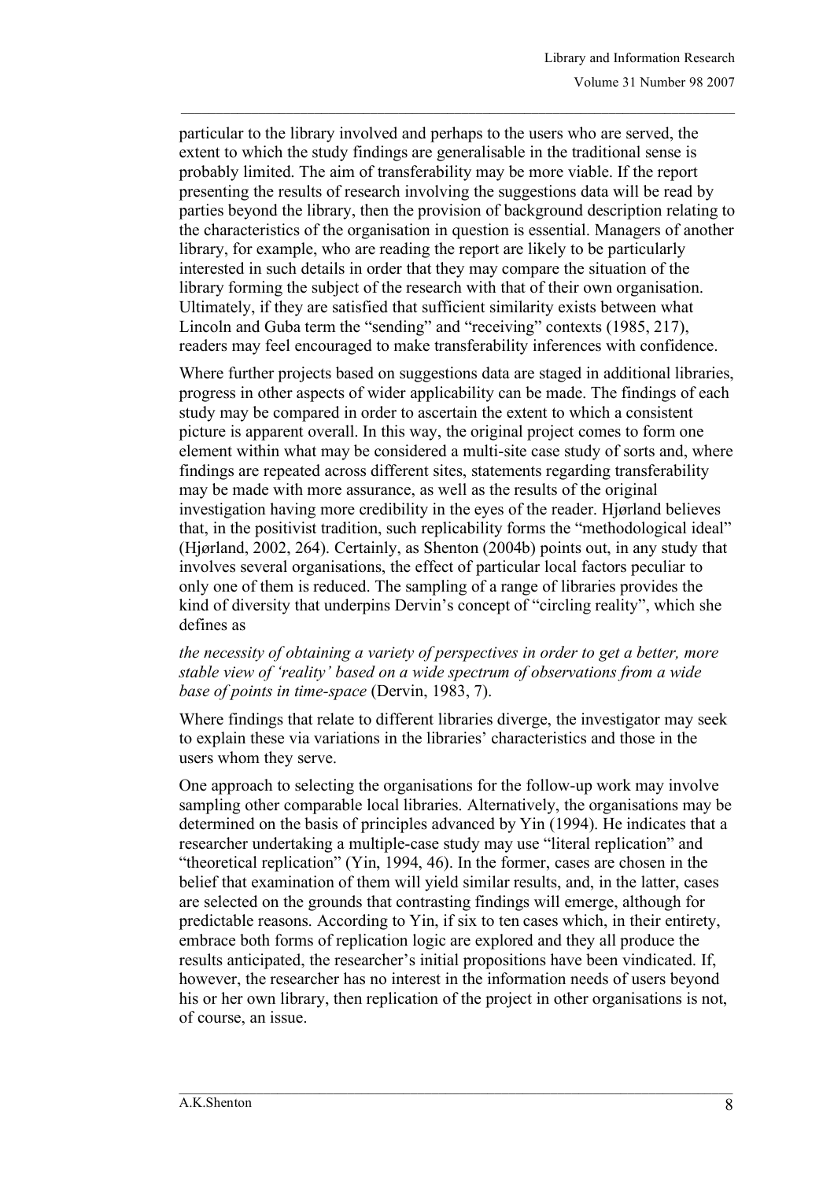particular to the library involved and perhaps to the users who are served, the extent to which the study findings are generalisable in the traditional sense is probably limited. The aim of transferability may be more viable. If the report presenting the results of research involving the suggestions data will be read by parties beyond the library, then the provision of background description relating to the characteristics of the organisation in question is essential. Managers of another library, for example, who are reading the report are likely to be particularly interested in such details in order that they may compare the situation of the library forming the subject of the research with that of their own organisation. Ultimately, if they are satisfied that sufficient similarity exists between what Lincoln and Guba term the "sending" and "receiving" contexts (1985, 217), readers may feel encouraged to make transferability inferences with confidence.

Where further projects based on suggestions data are staged in additional libraries, progress in other aspects of wider applicability can be made. The findings of each study may be compared in order to ascertain the extent to which a consistent picture is apparent overall. In this way, the original project comes to form one element within what may be considered a multi-site case study of sorts and, where findings are repeated across different sites, statements regarding transferability may be made with more assurance, as well as the results of the original investigation having more credibility in the eyes of the reader. Hjørland believes that, in the positivist tradition, such replicability forms the "methodological ideal" (Hjørland, 2002, 264). Certainly, as Shenton (2004b) points out, in any study that involves several organisations, the effect of particular local factors peculiar to only one of them is reduced. The sampling of a range of libraries provides the kind of diversity that underpins Dervin's concept of "circling reality", which she defines as

*the necessity of obtaining a variety of perspectives in order to get a better, more stable view of 'reality' based on a wide spectrum of observations from a wide base of points in time-space* (Dervin, 1983, 7).

Where findings that relate to different libraries diverge, the investigator may seek to explain these via variations in the libraries' characteristics and those in the users whom they serve.

One approach to selecting the organisations for the follow-up work may involve sampling other comparable local libraries. Alternatively, the organisations may be determined on the basis of principles advanced by Yin (1994). He indicates that a researcher undertaking a multiple-case study may use "literal replication" and "theoretical replication" (Yin, 1994, 46). In the former, cases are chosen in the belief that examination of them will yield similar results, and, in the latter, cases are selected on the grounds that contrasting findings will emerge, although for predictable reasons. According to Yin, if six to ten cases which, in their entirety, embrace both forms of replication logic are explored and they all produce the results anticipated, the researcher's initial propositions have been vindicated. If, however, the researcher has no interest in the information needs of users beyond his or her own library, then replication of the project in other organisations is not, of course, an issue.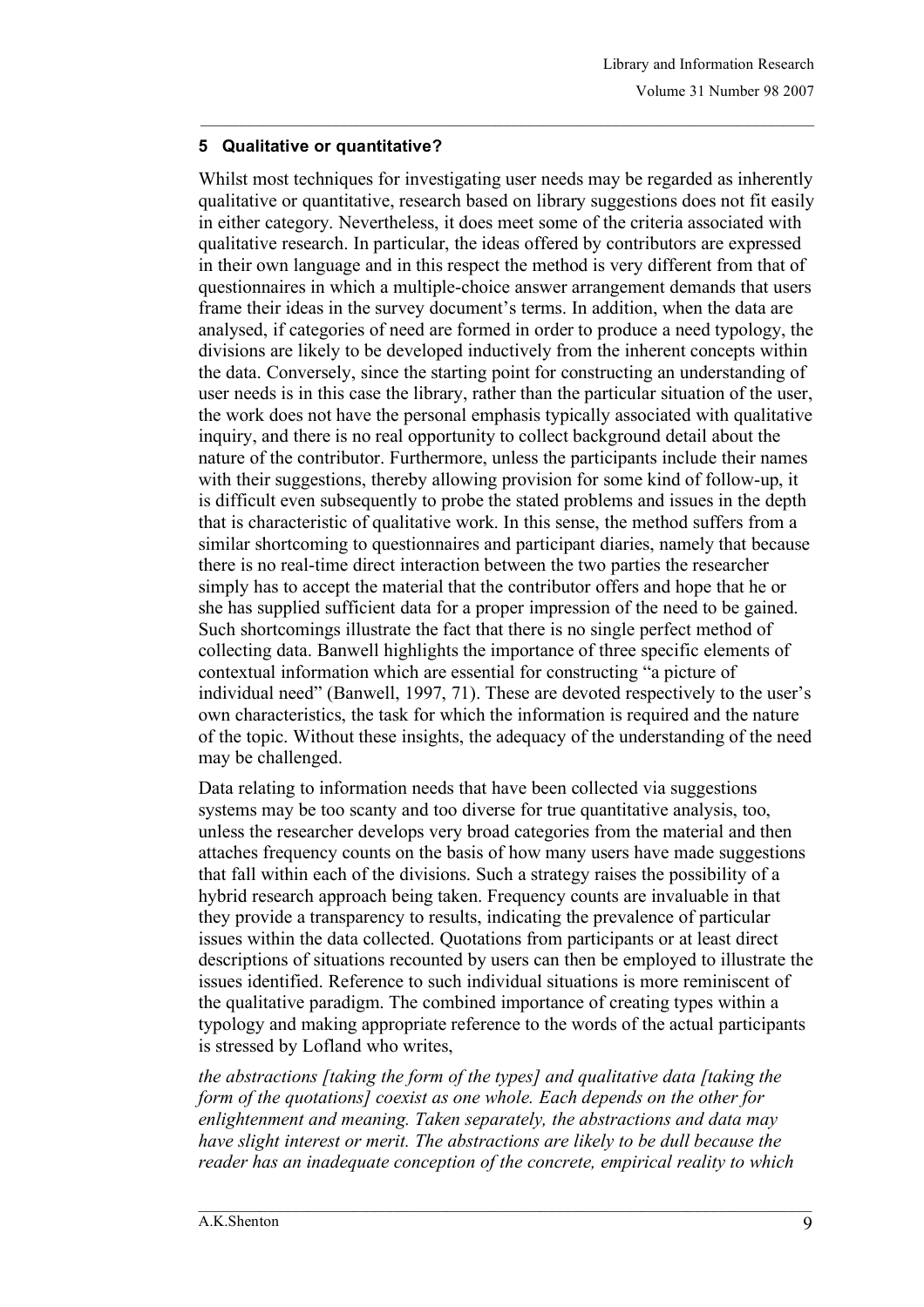## 5 Qualitative or quantitative?

Whilst most techniques for investigating user needs may be regarded as inherently qualitative or quantitative, research based on library suggestions does not fit easily in either category. Nevertheless, it does meet some of the criteria associated with qualitative research. In particular, the ideas offered by contributors are expressed in their own language and in this respect the method is very different from that of questionnaires in which a multiple-choice answer arrangement demands that users frame their ideas in the survey document's terms. In addition, when the data are analysed, if categories of need are formed in order to produce a need typology, the divisions are likely to be developed inductively from the inherent concepts within the data. Conversely, since the starting point for constructing an understanding of user needs is in this case the library, rather than the particular situation of the user, the work does not have the personal emphasis typically associated with qualitative inquiry, and there is no real opportunity to collect background detail about the nature of the contributor. Furthermore, unless the participants include their names with their suggestions, thereby allowing provision for some kind of follow-up, it is difficult even subsequently to probe the stated problems and issues in the depth that is characteristic of qualitative work. In this sense, the method suffers from a similar shortcoming to questionnaires and participant diaries, namely that because there is no real-time direct interaction between the two parties the researcher simply has to accept the material that the contributor offers and hope that he or she has supplied sufficient data for a proper impression of the need to be gained. Such shortcomings illustrate the fact that there is no single perfect method of collecting data. Banwell highlights the importance of three specific elements of contextual information which are essential for constructing "a picture of individual need" (Banwell, 1997, 71). These are devoted respectively to the user's own characteristics, the task for which the information is required and the nature of the topic. Without these insights, the adequacy of the understanding of the need may be challenged.

Data relating to information needs that have been collected via suggestions systems may be too scanty and too diverse for true quantitative analysis, too, unless the researcher develops very broad categories from the material and then attaches frequency counts on the basis of how many users have made suggestions that fall within each of the divisions. Such a strategy raises the possibility of a hybrid research approach being taken. Frequency counts are invaluable in that they provide a transparency to results, indicating the prevalence of particular issues within the data collected. Quotations from participants or at least direct descriptions of situations recounted by users can then be employed to illustrate the issues identified. Reference to such individual situations is more reminiscent of the qualitative paradigm. The combined importance of creating types within a typology and making appropriate reference to the words of the actual participants is stressed by Lofland who writes,

*the abstractions [taking the form of the types] and qualitative data [taking the form of the quotations] coexist as one whole. Each depends on the other for enlightenment and meaning. Taken separately, the abstractions and data may have slight interest or merit. The abstractions are likely to be dull because the reader has an inadequate conception of the concrete, empirical reality to which*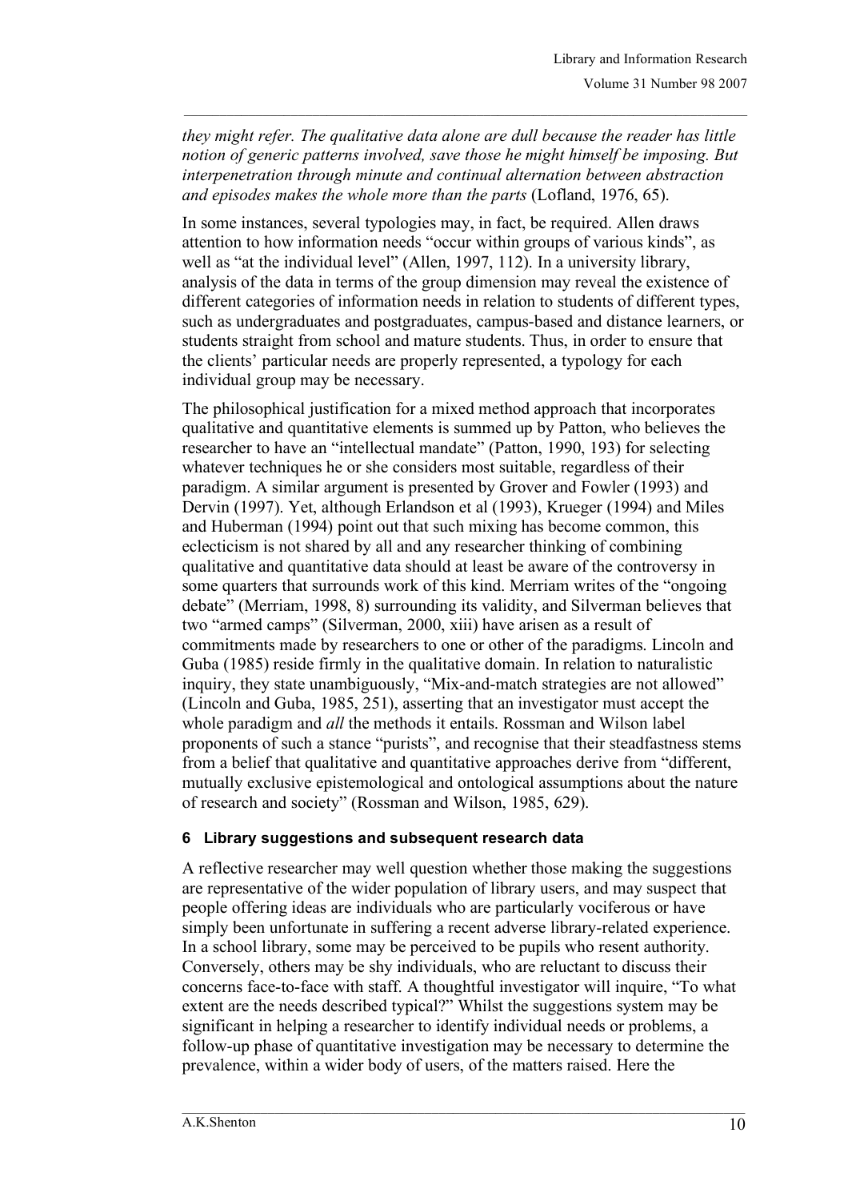*they might refer. The qualitative data alone are dull because the reader has little notion of generic patterns involved, save those he might himself be imposing. But interpenetration through minute and continual alternation between abstraction and episodes makes the whole more than the parts* (Lofland, 1976, 65).

In some instances, several typologies may, in fact, be required. Allen draws attention to how information needs "occur within groups of various kinds", as well as "at the individual level" (Allen, 1997, 112). In a university library, analysis of the data in terms of the group dimension may reveal the existence of different categories of information needs in relation to students of different types, such as undergraduates and postgraduates, campus-based and distance learners, or students straight from school and mature students. Thus, in order to ensure that the clients' particular needs are properly represented, a typology for each individual group may be necessary.

The philosophical justification for a mixed method approach that incorporates qualitative and quantitative elements is summed up by Patton, who believes the researcher to have an "intellectual mandate" (Patton, 1990, 193) for selecting whatever techniques he or she considers most suitable, regardless of their paradigm. A similar argument is presented by Grover and Fowler (1993) and Dervin (1997). Yet, although Erlandson et al (1993), Krueger (1994) and Miles and Huberman (1994) point out that such mixing has become common, this eclecticism is not shared by all and any researcher thinking of combining qualitative and quantitative data should at least be aware of the controversy in some quarters that surrounds work of this kind. Merriam writes of the "ongoing debate" (Merriam, 1998, 8) surrounding its validity, and Silverman believes that two "armed camps" (Silverman, 2000, xiii) have arisen as a result of commitments made by researchers to one or other of the paradigms. Lincoln and Guba (1985) reside firmly in the qualitative domain. In relation to naturalistic inquiry, they state unambiguously, "Mix-and-match strategies are not allowed" (Lincoln and Guba, 1985, 251), asserting that an investigator must accept the whole paradigm and *all* the methods it entails. Rossman and Wilson label proponents of such a stance "purists", and recognise that their steadfastness stems from a belief that qualitative and quantitative approaches derive from "different, mutually exclusive epistemological and ontological assumptions about the nature of research and society" (Rossman and Wilson, 1985, 629).

## 6 Library suggestions and subsequent research data

A reflective researcher may well question whether those making the suggestions are representative of the wider population of library users, and may suspect that people offering ideas are individuals who are particularly vociferous or have simply been unfortunate in suffering a recent adverse library-related experience. In a school library, some may be perceived to be pupils who resent authority. Conversely, others may be shy individuals, who are reluctant to discuss their concerns face-to-face with staff. A thoughtful investigator will inquire, "To what extent are the needs described typical?" Whilst the suggestions system may be significant in helping a researcher to identify individual needs or problems, a follow-up phase of quantitative investigation may be necessary to determine the prevalence, within a wider body of users, of the matters raised. Here the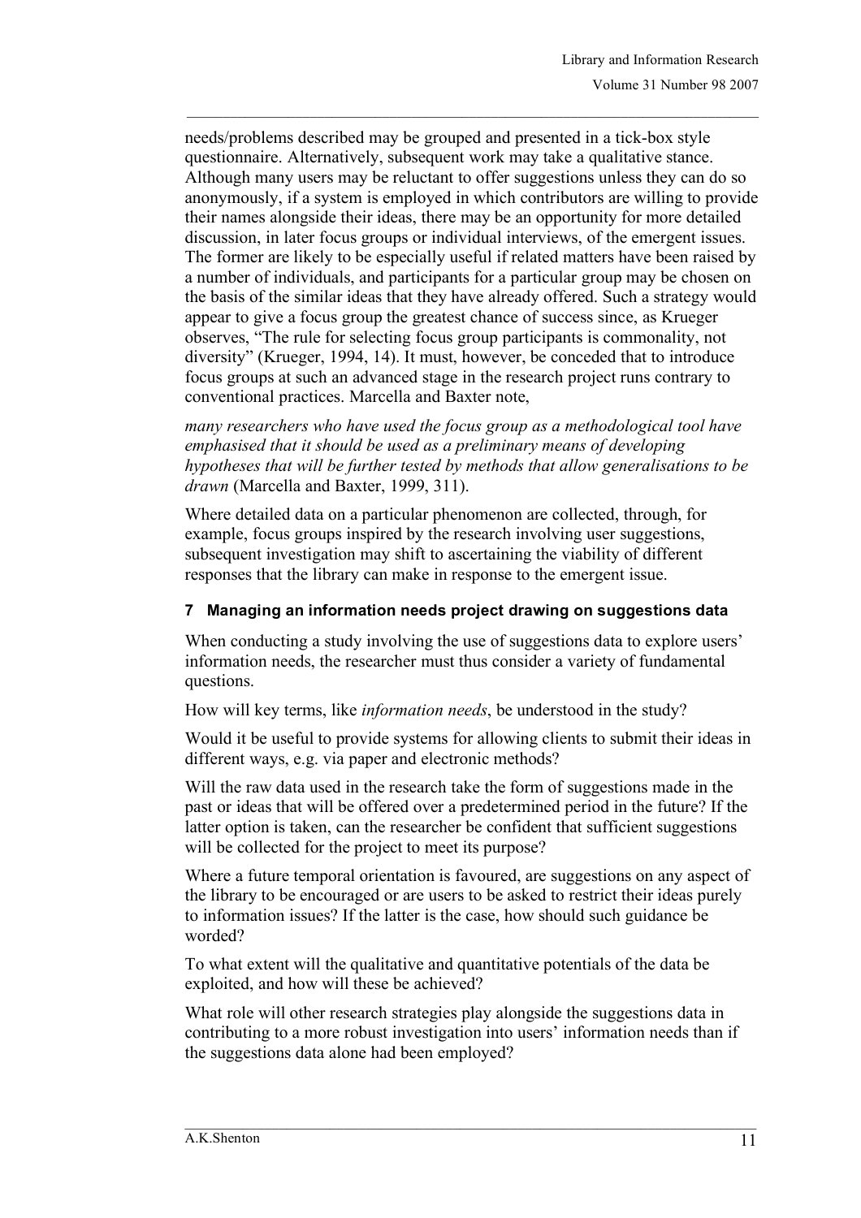needs/problems described may be grouped and presented in a tick-box style questionnaire. Alternatively, subsequent work may take a qualitative stance. Although many users may be reluctant to offer suggestions unless they can do so anonymously, if a system is employed in which contributors are willing to provide their names alongside their ideas, there may be an opportunity for more detailed discussion, in later focus groups or individual interviews, of the emergent issues. The former are likely to be especially useful if related matters have been raised by a number of individuals, and participants for a particular group may be chosen on the basis of the similar ideas that they have already offered. Such a strategy would appear to give a focus group the greatest chance of success since, as Krueger observes, "The rule for selecting focus group participants is commonality, not diversity" (Krueger, 1994, 14). It must, however, be conceded that to introduce focus groups at such an advanced stage in the research project runs contrary to conventional practices. Marcella and Baxter note,

*many researchers who have used the focus group as a methodological tool have emphasised that it should be used as a preliminary means of developing hypotheses that will be further tested by methods that allow generalisations to be drawn* (Marcella and Baxter, 1999, 311).

Where detailed data on a particular phenomenon are collected, through, for example, focus groups inspired by the research involving user suggestions, subsequent investigation may shift to ascertaining the viability of different responses that the library can make in response to the emergent issue.

## 7 Managing an information needs project drawing on suggestions data

When conducting a study involving the use of suggestions data to explore users' information needs, the researcher must thus consider a variety of fundamental questions.

How will key terms, like *information needs*, be understood in the study?

Would it be useful to provide systems for allowing clients to submit their ideas in different ways, e.g. via paper and electronic methods?

Will the raw data used in the research take the form of suggestions made in the past or ideas that will be offered over a predetermined period in the future? If the latter option is taken, can the researcher be confident that sufficient suggestions will be collected for the project to meet its purpose?

Where a future temporal orientation is favoured, are suggestions on any aspect of the library to be encouraged or are users to be asked to restrict their ideas purely to information issues? If the latter is the case, how should such guidance be worded?

To what extent will the qualitative and quantitative potentials of the data be exploited, and how will these be achieved?

What role will other research strategies play alongside the suggestions data in contributing to a more robust investigation into users' information needs than if the suggestions data alone had been employed?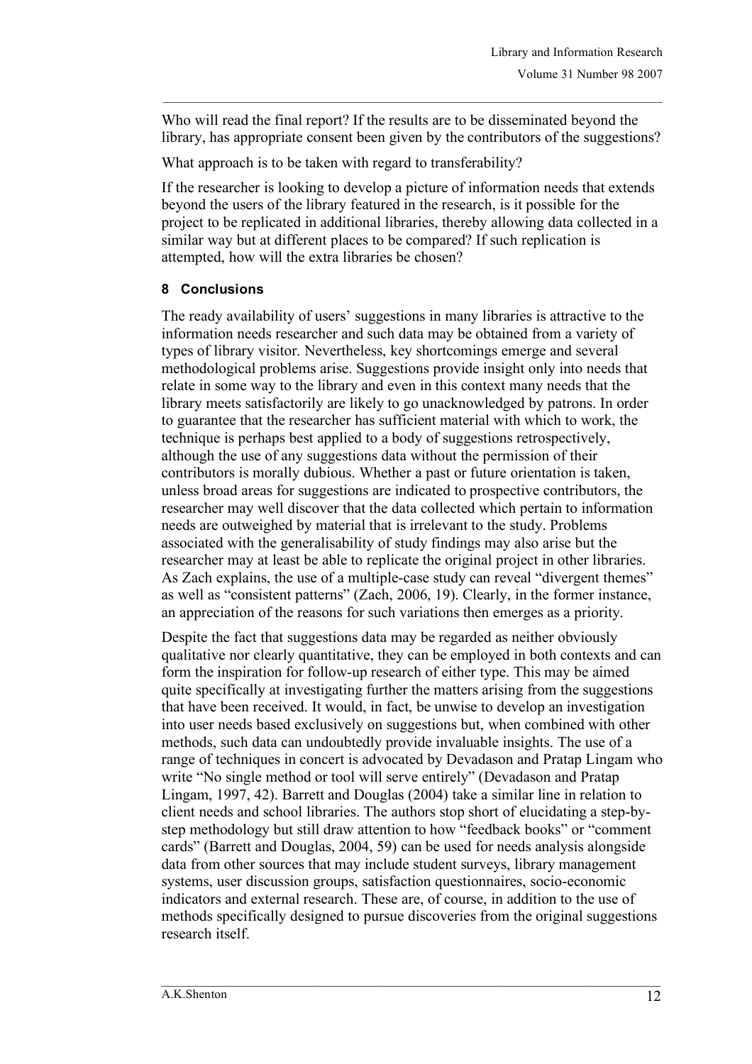Who will read the final report? If the results are to be disseminated beyond the library, has appropriate consent been given by the contributors of the suggestions?

What approach is to be taken with regard to transferability?

If the researcher is looking to develop a picture of information needs that extends beyond the users of the library featured in the research, is it possible for the project to be replicated in additional libraries, thereby allowing data collected in a similar way but at different places to be compared? If such replication is attempted, how will the extra libraries be chosen?

## 8 Conclusions

The ready availability of users' suggestions in many libraries is attractive to the information needs researcher and such data may be obtained from a variety of types of library visitor. Nevertheless, key shortcomings emerge and several methodological problems arise. Suggestions provide insight only into needs that relate in some way to the library and even in this context many needs that the library meets satisfactorily are likely to go unacknowledged by patrons. In order to guarantee that the researcher has sufficient material with which to work, the technique is perhaps best applied to a body of suggestions retrospectively, although the use of any suggestions data without the permission of their contributors is morally dubious. Whether a past or future orientation is taken, unless broad areas for suggestions are indicated to prospective contributors, the researcher may well discover that the data collected which pertain to information needs are outweighed by material that is irrelevant to the study. Problems associated with the generalisability of study findings may also arise but the researcher may at least be able to replicate the original project in other libraries. As Zach explains, the use of a multiple-case study can reveal "divergent themes" as well as "consistent patterns" (Zach, 2006, 19). Clearly, in the former instance, an appreciation of the reasons for such variations then emerges as a priority.

Despite the fact that suggestions data may be regarded as neither obviously qualitative nor clearly quantitative, they can be employed in both contexts and can form the inspiration for follow-up research of either type. This may be aimed quite specifically at investigating further the matters arising from the suggestions that have been received. It would, in fact, be unwise to develop an investigation into user needs based exclusively on suggestions but, when combined with other methods, such data can undoubtedly provide invaluable insights. The use of a range of techniques in concert is advocated by Devadason and Pratap Lingam who write "No single method or tool will serve entirely" (Devadason and Pratap Lingam, 1997, 42). Barrett and Douglas (2004) take a similar line in relation to client needs and school libraries. The authors stop short of elucidating a step-by-step methodology but still draw attention to how "feedback books" or "comment cards" (Barrett and Douglas, 2004, 59) can be used for needs analysis alongside data from other sources that may include student surveys, library management systems, user discussion groups, satisfaction questionnaires, socio-economic indicators and external research. These are, of course, in addition to the use of methods specifically designed to pursue discoveries from the original suggestions research itself.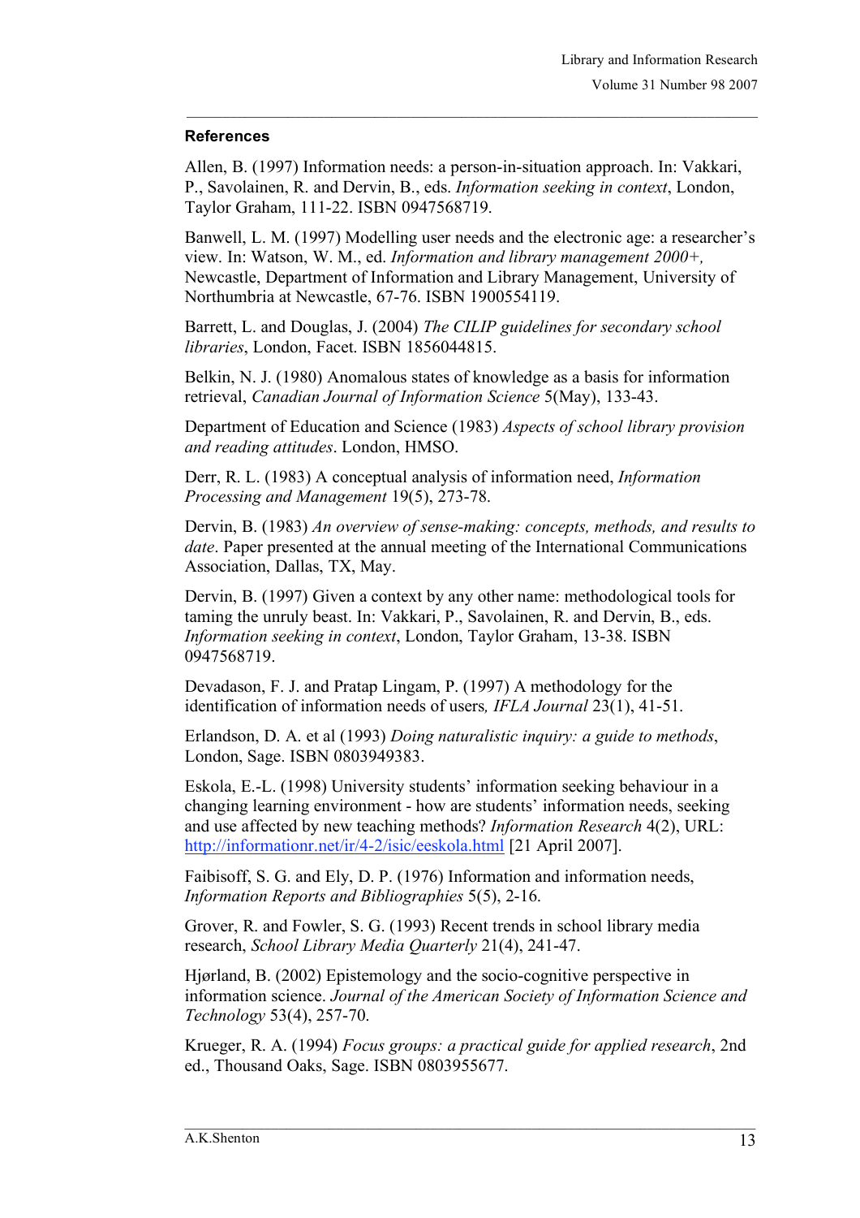## References

Allen, B. (1997) Information needs: a person-in-situation approach. In: Vakkari, P., Savolainen, R. and Dervin, B., eds. *Information seeking in context*, London, Taylor Graham, 111-22. ISBN 0947568719.

Banwell, L. M. (1997) Modelling user needs and the electronic age: a researcher's view. In: Watson, W. M., ed. *Information and library management 2000+,* Newcastle, Department of Information and Library Management, University of Northumbria at Newcastle, 67-76. ISBN 1900554119.

Barrett, L. and Douglas, J. (2004) *The CILIP guidelines for secondary school libraries*, London, Facet. ISBN 1856044815.

Belkin, N. J. (1980) Anomalous states of knowledge as a basis for information retrieval, *Canadian Journal of Information Science* 5(May), 133-43.

Department of Education and Science (1983) *Aspects of school library provision and reading attitudes*. London, HMSO.

Derr, R. L. (1983) A conceptual analysis of information need, *Information Processing and Management* 19(5), 273-78.

Dervin, B. (1983) *An overview of sense-making: concepts, methods, and results to date*. Paper presented at the annual meeting of the International Communications Association, Dallas, TX, May.

Dervin, B. (1997) Given a context by any other name: methodological tools for taming the unruly beast. In: Vakkari, P., Savolainen, R. and Dervin, B., eds. *Information seeking in context*, London, Taylor Graham, 13-38. ISBN 0947568719.

Devadason, F. J. and Pratap Lingam, P. (1997) A methodology for the identification of information needs of users*, IFLA Journal* 23(1), 41-51.

Erlandson, D. A. et al (1993) *Doing naturalistic inquiry: a guide to methods*, London, Sage. ISBN 0803949383.

Eskola, E.-L. (1998) University students' information seeking behaviour in a changing learning environment - how are students' information needs, seeking and use affected by new teaching methods? *Information Research* 4(2), URL: http://informationr.net/ir/4-2/isic/eeskola.html [21 April 2007].

Faibisoff, S. G. and Ely, D. P. (1976) Information and information needs, *Information Reports and Bibliographies* 5(5), 2-16.

Grover, R. and Fowler, S. G. (1993) Recent trends in school library media research, *School Library Media Quarterly* 21(4), 241-47.

Hjørland, B. (2002) Epistemology and the socio-cognitive perspective in information science. *Journal of the American Society of Information Science and Technology* 53(4), 257-70.

Krueger, R. A. (1994) *Focus groups: a practical guide for applied research*, 2nd ed., Thousand Oaks, Sage. ISBN 0803955677.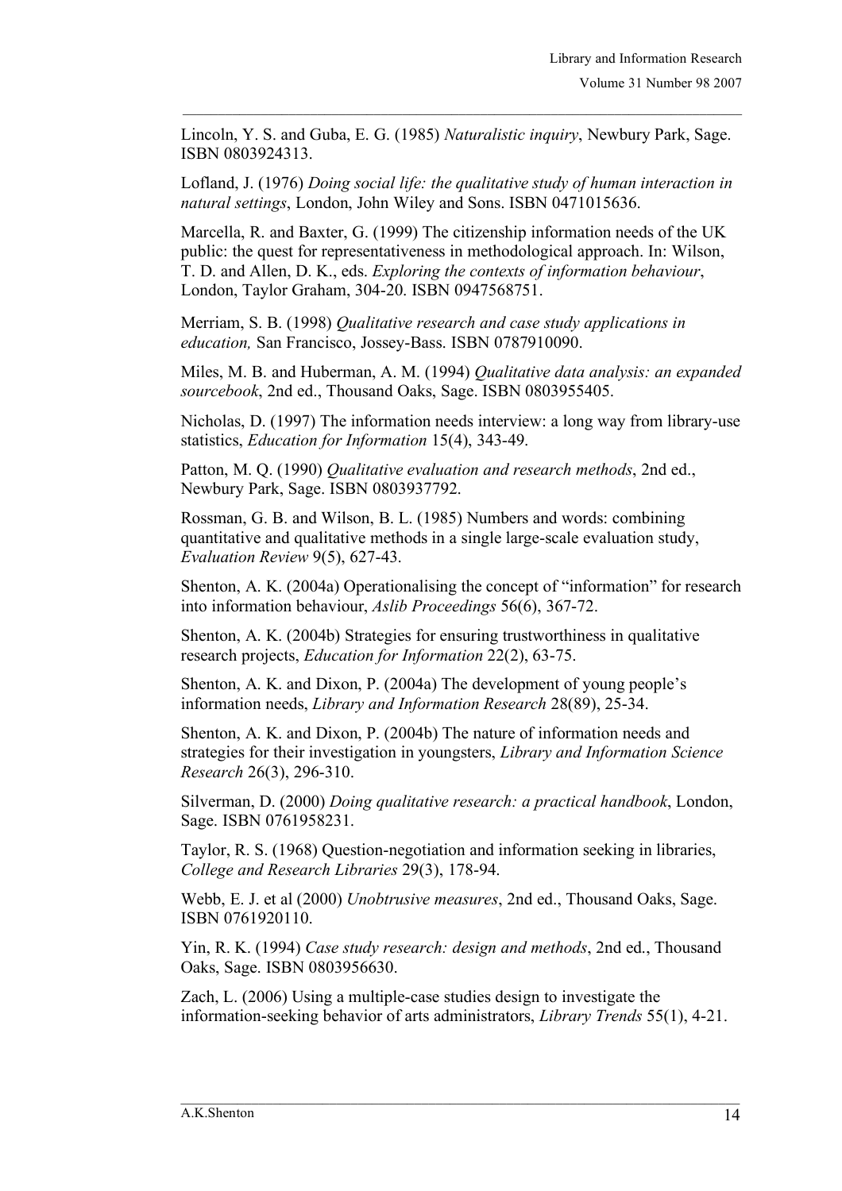Lincoln, Y. S. and Guba, E. G. (1985) *Naturalistic inquiry*, Newbury Park, Sage. ISBN 0803924313.

Lofland, J. (1976) *Doing social life: the qualitative study of human interaction in natural settings*, London, John Wiley and Sons. ISBN 0471015636.

Marcella, R. and Baxter, G. (1999) The citizenship information needs of the UK public: the quest for representativeness in methodological approach. In: Wilson, T. D. and Allen, D. K., eds. *Exploring the contexts of information behaviour*, London, Taylor Graham, 304-20. ISBN 0947568751.

Merriam, S. B. (1998) *Qualitative research and case study applications in education,* San Francisco, Jossey-Bass. ISBN 0787910090.

Miles, M. B. and Huberman, A. M. (1994) *Qualitative data analysis: an expanded sourcebook*, 2nd ed., Thousand Oaks, Sage. ISBN 0803955405.

Nicholas, D. (1997) The information needs interview: a long way from library-use statistics, *Education for Information* 15(4), 343-49.

Patton, M. Q. (1990) *Qualitative evaluation and research methods*, 2nd ed., Newbury Park, Sage. ISBN 0803937792.

Rossman, G. B. and Wilson, B. L. (1985) Numbers and words: combining quantitative and qualitative methods in a single large-scale evaluation study, *Evaluation Review* 9(5), 627-43.

Shenton, A. K. (2004a) Operationalising the concept of "information" for research into information behaviour, *Aslib Proceedings* 56(6), 367-72.

Shenton, A. K. (2004b) Strategies for ensuring trustworthiness in qualitative research projects, *Education for Information* 22(2), 63-75.

Shenton, A. K. and Dixon, P. (2004a) The development of young people's information needs, *Library and Information Research* 28(89), 25-34.

Shenton, A. K. and Dixon, P. (2004b) The nature of information needs and strategies for their investigation in youngsters, *Library and Information Science Research* 26(3), 296-310.

Silverman, D. (2000) *Doing qualitative research: a practical handbook*, London, Sage. ISBN 0761958231.

Taylor, R. S. (1968) Question-negotiation and information seeking in libraries, *College and Research Libraries* 29(3), 178-94.

Webb, E. J. et al (2000) *Unobtrusive measures*, 2nd ed., Thousand Oaks, Sage. ISBN 0761920110.

Yin, R. K. (1994) *Case study research: design and methods*, 2nd ed., Thousand Oaks, Sage. ISBN 0803956630.

Zach, L. (2006) Using a multiple-case studies design to investigate the information-seeking behavior of arts administrators, *Library Trends* 55(1), 4-21.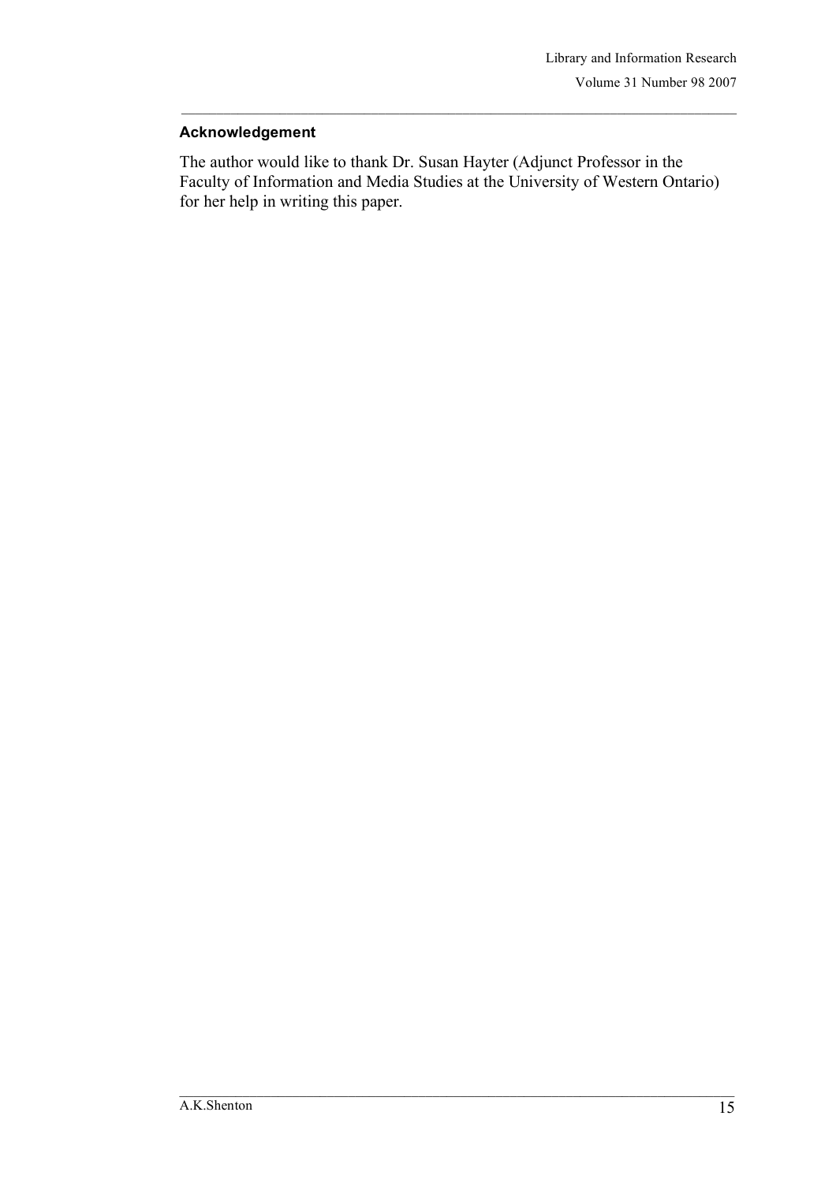### Acknowledgement

The author would like to thank Dr. Susan Hayter (Adjunct Professor in the Faculty of Information and Media Studies at the University of Western Ontario) for her help in writing this paper.